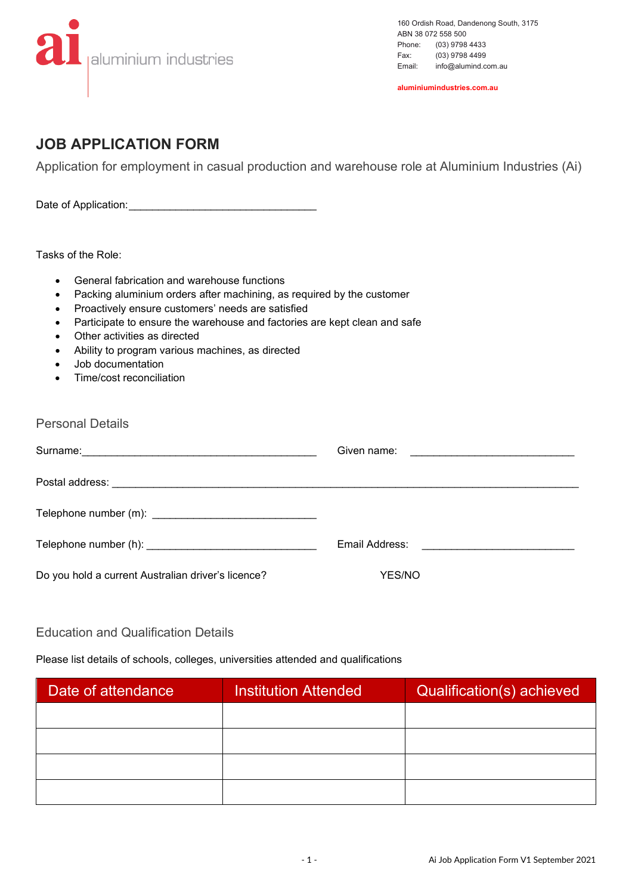aluminium industries

160 Ordish Road, Dandenong South, 3175
ABN 38 072 558 500
Phone: (03) 9798 4433
Fax: (03) 9798 4499
Email: info@alumind.com.au

aluminiumindustries.com.au

# JOB APPLICATION FORM

Application for employment in casual production and warehouse role at Aluminium Industries (Ai)

Date of Application:_______________________________

Tasks of the Role:

- General fabrication and warehouse functions
- Packing aluminium orders after machining, as required by the customer
- Proactively ensure customers' needs are satisfied
- Participate to ensure the warehouse and factories are kept clean and safe
- Other activities as directed
- Ability to program various machines, as directed
- Job documentation
- Time/cost reconciliation

## Personal Details

Surname:_______________________________________ Given name: ___________________________

Postal address: ______________________________________________________________________________

Telephone number (m): ___________________________

Telephone number (h): ____________________________ Email Address: _________________________

Do you hold a current Australian driver's licence? YES/NO

## Education and Qualification Details

Please list details of schools, colleges, universities attended and qualifications

| Date of attendance | Institution Attended | Qualification(s) achieved |
|---|---|---|
| | | |
| | | |
| | | |
| | | |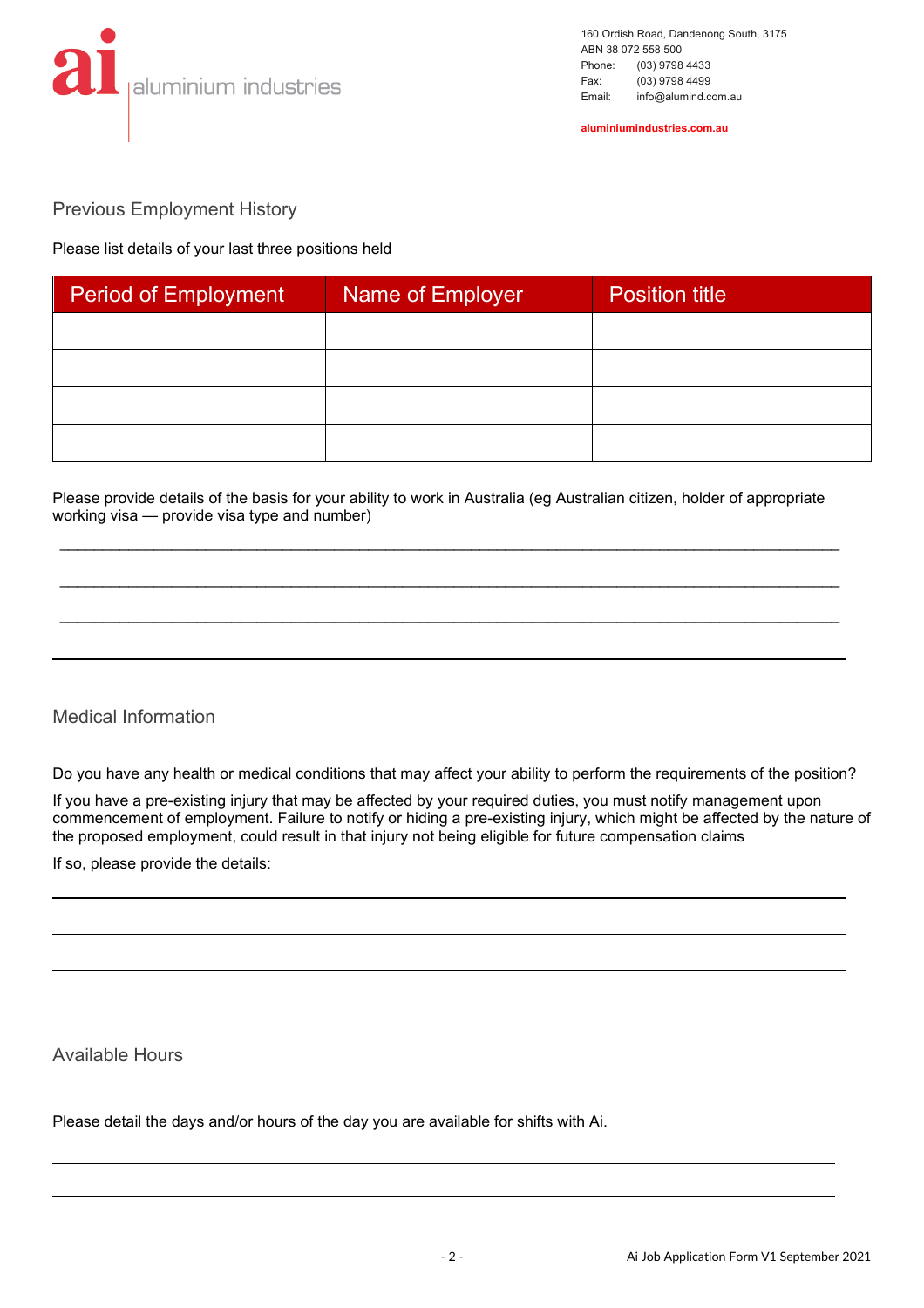## Previous Employment History

Please list details of your last three positions held

| Period of Employment | Name of Employer | Position title |
|---|---|---|
| | | |
| | | |
| | | |
| | | |

Please provide details of the basis for your ability to work in Australia (eg Australian citizen, holder of appropriate working visa — provide visa type and number)

_______________________________________________________________________________

_______________________________________________________________________________

_______________________________________________________________________________

## Medical Information

Do you have any health or medical conditions that may affect your ability to perform the requirements of the position?

If you have a pre-existing injury that may be affected by your required duties, you must notify management upon commencement of employment. Failure to notify or hiding a pre-existing injury, which might be affected by the nature of the proposed employment, could result in that injury not being eligible for future compensation claims

If so, please provide the details:

_______________________________________________________________________________

_______________________________________________________________________________

_______________________________________________________________________________

## Available Hours

Please detail the days and/or hours of the day you are available for shifts with Ai.

_______________________________________________________________________________

_______________________________________________________________________________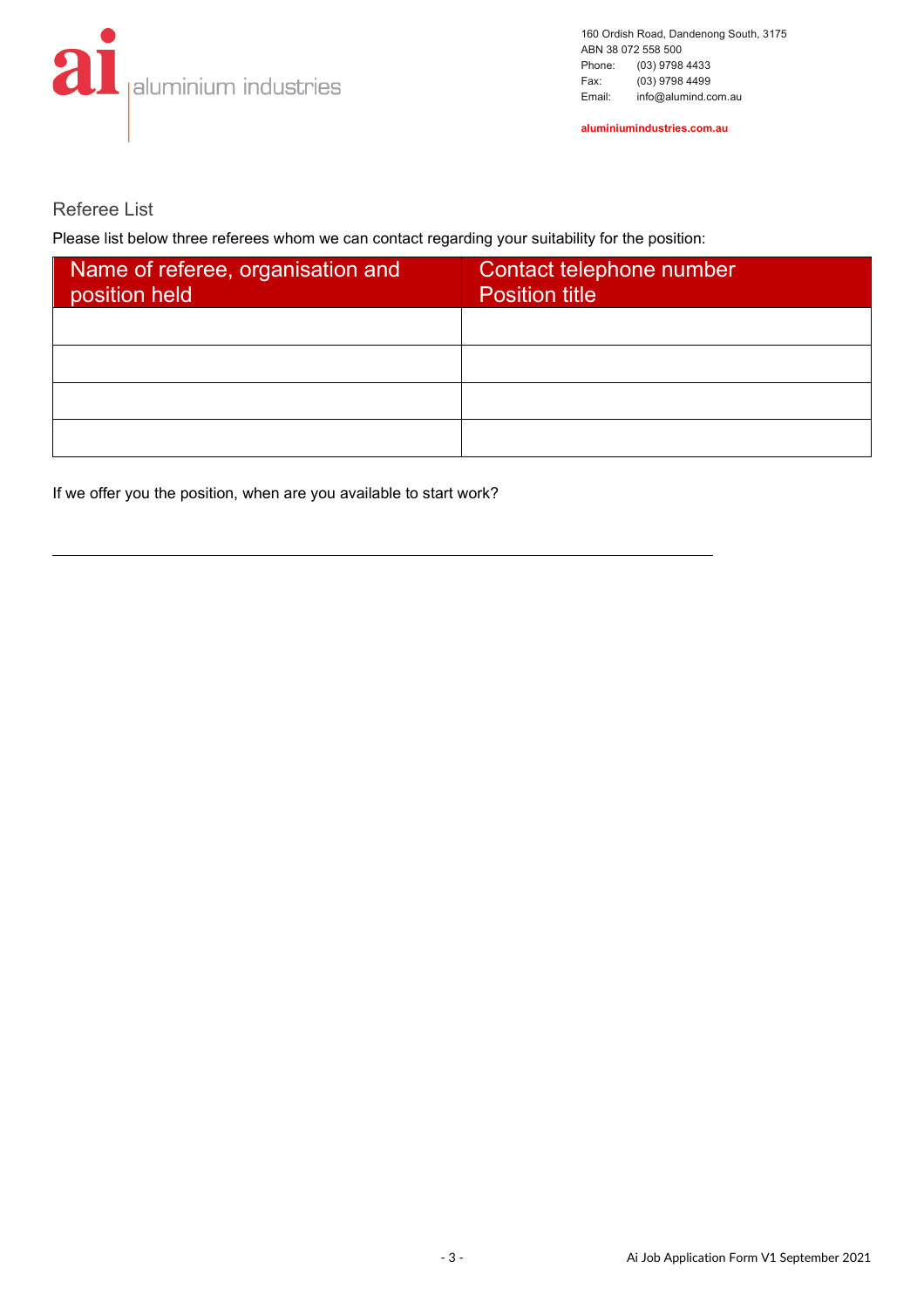160 Ordish Road, Dandenong South, 3175
ABN 38 072 558 500
Phone: (03) 9798 4433
Fax: (03) 9798 4499
Email: info@alumind.com.au

**aluminiumindustries.com.au**

## Referee List

Please list below three referees whom we can contact regarding your suitability for the position:

| Name of referee, organisation and position held | Contact telephone number Position title |
|---|---|
| | |
| | |
| | |
| | |

If we offer you the position, when are you available to start work?

\_\_\_\_\_\_\_\_\_\_\_\_\_\_\_\_\_\_\_\_\_\_\_\_\_\_\_\_\_\_\_\_\_\_\_\_\_\_\_\_\_\_\_\_\_\_\_\_\_\_\_\_\_\_\_\_\_\_\_\_